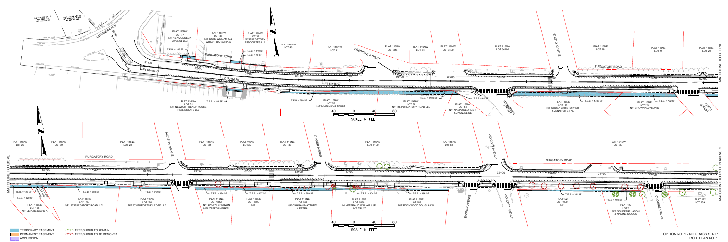# OPTION NO. 1 - NO GRASS STRIP

## ROLL PLAN NO. 1

**Upper panel (Sta. 51+00 to 62+00)**

AQUIDNECK AVE

PURGATORY ROAD

CRESCENT STREET

ELLERY AVENUE

RUGGLES AVENUE

CREST STREET

PLAT 116NW LOT 37 N/F 15 AQUIDNECK AVENUE LLC — T.E.B. = 145 SF

PLAT 116NW LOT 38 N/F DORE WILLIAM K & WRIGHT BARBARA A — T.E.B. = 119 SF

PLAT 116NW LOT 39 N/F PURGATORY ASSOCIATES LLC — T.E.B. = 75 SF

PLAT 116NW LOT 40

PLAT 116NW LOT 41

PLAT 116NW LOT 34A

PLAT 116NW LOT 34

PLAT 116NW LOT 3400

PLAT 116NW LOT 34100

PLAT 116NE LOT 18

PLAT 116NE LOT 19

PLAT 116NE LOT 20

PLAT 116NW LOT 51 N/F NEWPORT BEACH HOUSE REAL ESTATE LLC — T.E.B. = 184 SF

PLAT 116NW LOT 52 N/F MUIR LISA C TRUST — T.E.B. = 780 SF

PLAT 116NW LOT 53 N/F 115 PURGATORY ROAD LLC — T.E.B. = 1,100 SF

PLAT 116NW LOT 54 N/F NASPO GEORGE F & JACQUELINE — T.E.B. = 62 SF

PLAT 116NE LOT 122 N/F SOUSA CHRISTOPHER & JENNIFER ET AL — T.E.B. = 1,738 SF

PLAT 116NE LOT 124 N/F BROWN ALLYSON D — T.E.B. = 772 SF

PT 50+86.03

PC 52+64.79

PT 54+46.07

Stations: 51+00, 52+00, 53+00, 54+00, 55+00, 56+00, 57+00, 58+00, 59+00, 60+00, 61+00, 62+00

MATCHLINE TO BELOW

SCALE IN FEET: 40 0 40 80

**Lower panel (Sta. 63+00 to 76+00)**

MATCHLINE TO ABOVE

PURGATORY ROAD

ALLSTON AVENUE

CENTER AVENUE

WOLCOTT AVENUE

EASTON AVENUE

OSBORNE ROAD

PLAT 116NE LOT 20

PLAT 116NE LOT 21

PLAT 116NE LOT 22

PLAT 116NE LOT 31

PLAT 116NE LOT 32

PLAT 116NE LOT 33

PLAT 116NE LOT 5100

PLAT 116NE LOT 62

PLAT 121SW LOT 39

PLAT 116NE LOT 168 N/F LEPORE DAVID A — T.E.B. = 127 SF; T.E.B. = 320 SF

PLAT 116NE LOT 169 N/F 197 PURGATORY ROAD LLC — T.E.B. = 608 SF

PLAT 116NE LOT 170 N/F 203 PURGATORY ROAD LLC — T.E.B. = 312 SF

PLAT 116NE LOT 181A N/F BAGHAI SHERWIN & ELIZABETH MERKEL — T.E.B. = 294 SF

PLAT 116NE LOT 1800 N/F — T.E.B. = 407 SF

PLAT 116NE LOT 182 N/F O'HAGAN MATTHEW & PETRA — T.E.B. = 589 SF

PLAT 116NE LOT 183C N/ METERAUD WILLIAM J JR LIVE TRUST — T.E.B. = 304 SF

PLAT 116NE LOT 183 N/F ROCKWOOD DOUGLAS W — T.E.B. = 398 SF

PLAT 122 LOT 1000 N/F — T.E.B. = 341 SF

PLAT 122 LOT 2 N/F GOLDFARB JASON & NADINE N GOGG — T.E.B. = 190 SF

PLAT 122 LOT 15A

Stations: 63+00, 64+00, 65+00, 66+00, 67+00, 68+00, 69+00, 70+00, 71+00, 72+00, 73+00, 74+00, 75+00, 76+00

MATCHLINE TO ROLL PLAN NO. 2

SCALE IN FEET: 40 0 40 80

**Legend**

- TEMPORARY EASEMENT
- PERMANENT EASEMENT
- ACQUISITION
- TREE/SHRUB TO REMAIN
- TREE/SHRUB TO BE REMOVED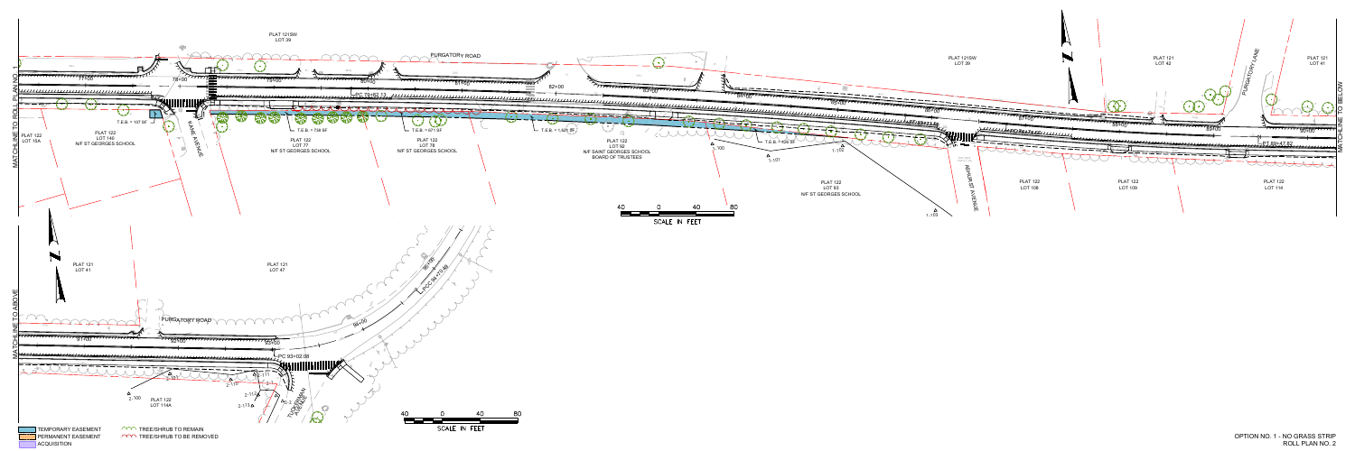MATCHLINE TO ROLL PLAN NO. 1

PLAT 121SW
LOT 39

PURGATORY ROAD

77+00

78+00

79+00

80+00

81+00

82+00

83+00

84+00

85+00

PC 79+82.13

T.E.B. = 107 SF

T.E.B. = 738 SF

T.E.B. = 671 SF

T.E.B. = 1,821 SF

T.E.B. = 406 SF

PLAT 122
LOT 15A

PLAT 122
LOT 140
N/F ST GEORGES SCHOOL

MANE AVENUE

PLAT 122
LOT 77
N/F ST GEORGES SCHOOL

PLAT 122
LOT 78
N/F ST GEORGES SCHOOL

PLAT 122
LOT 92
N/F SAINT GEORGES SCHOOL
BOARD OF TRUSTEES

1-100

1-101

1-102

1-103

PLAT 122
LOT 93
N/F ST GEORGES SCHOOL

ARTHUR ST AVENUE

PLAT 121SW
LOT 39

PLAT 121
LOT 42

PURGATORY LANE

PLAT 121
LOT 41

PLAT 122
LOT 108

PLAT 122
LOT 109

PLAT 122
LOT 114

PT 89+47.82

90+00

MATCHLINE TO BELOW

40 0 40 80
SCALE IN FEET

MATCHLINE TO ABOVE

PLAT 121
LOT 41

PLAT 121
LOT 47

PURGATORY ROAD

91+00

92+00

93+00

94+00

95+00

PCC 94+73.48

PC 93+02.08

2-100

2-101

2-111

2-112

2-113

PLAT 122
LOT 114A

TUCKERMAN AVENUE

40 0 40 80
SCALE IN FEET

TEMPORARY EASEMENT

PERMANENT EASEMENT

ACQUISITION

TREE/SHRUB TO REMAIN

TREE/SHRUB TO BE REMOVED

OPTION NO. 1 - NO GRASS STRIP
ROLL PLAN NO. 2